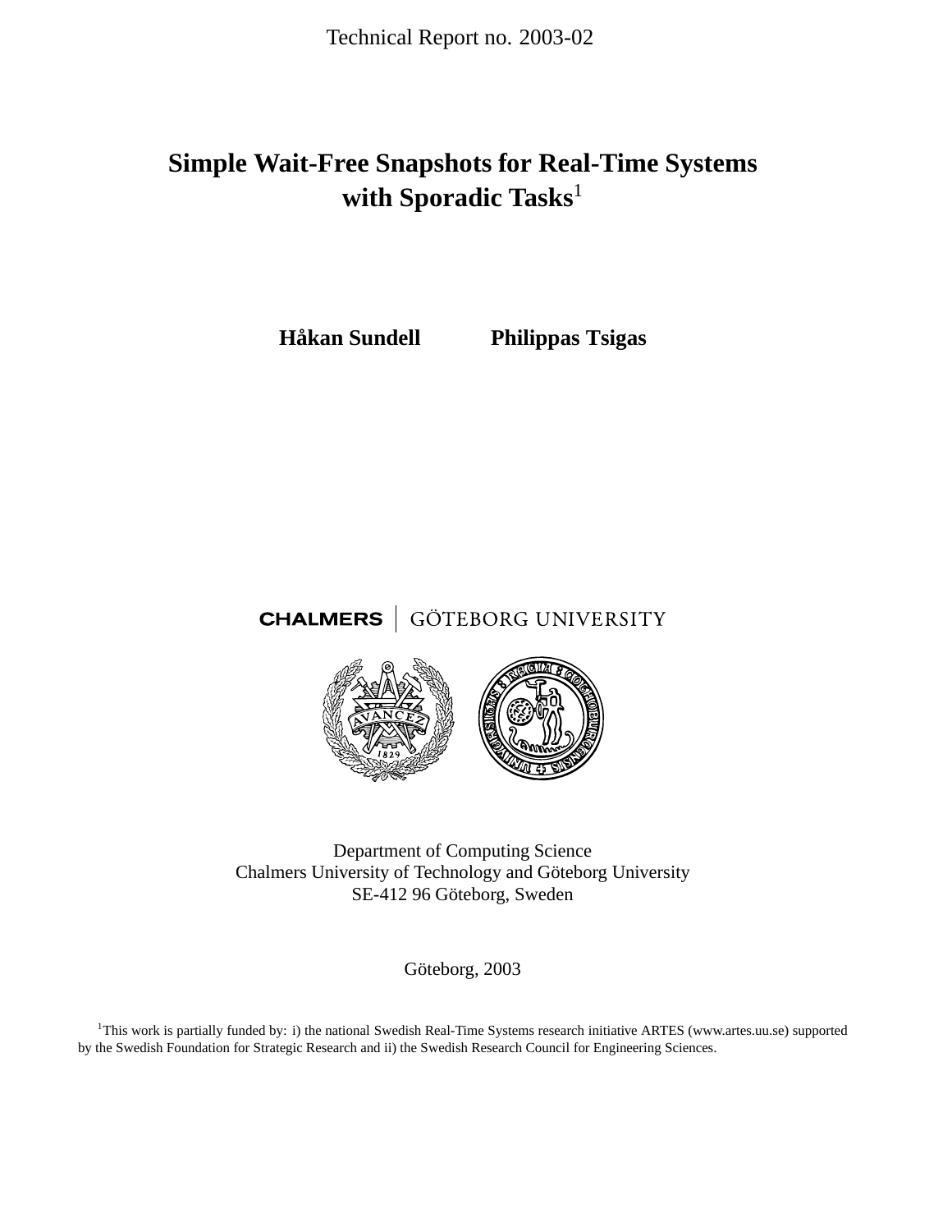Technical Report no. 2003-02

# Simple Wait-Free Snapshots for Real-Time Systems with Sporadic Tasks[1]

**Håkan Sundell** **Philippas Tsigas**

CHALMERS | GÖTEBORG UNIVERSITY

Department of Computing Science
Chalmers University of Technology and Göteborg University
SE-412 96 Göteborg, Sweden

Göteborg, 2003

[1]This work is partially funded by: i) the national Swedish Real-Time Systems research initiative ARTES (www.artes.uu.se) supported by the Swedish Foundation for Strategic Research and ii) the Swedish Research Council for Engineering Sciences.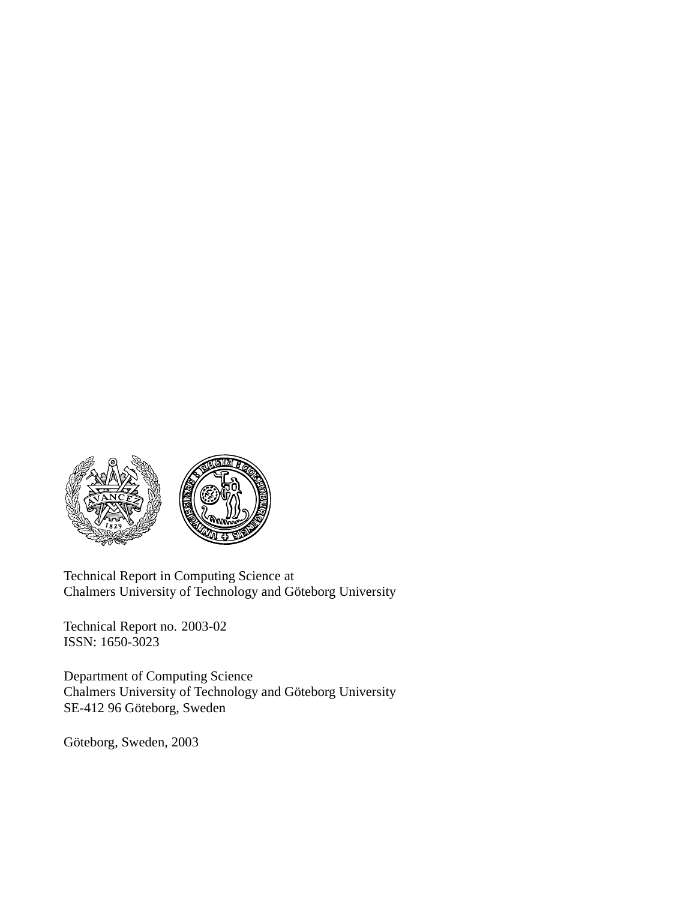Technical Report in Computing Science at
Chalmers University of Technology and Göteborg University

Technical Report no. 2003-02
ISSN: 1650-3023

Department of Computing Science
Chalmers University of Technology and Göteborg University
SE-412 96 Göteborg, Sweden

Göteborg, Sweden, 2003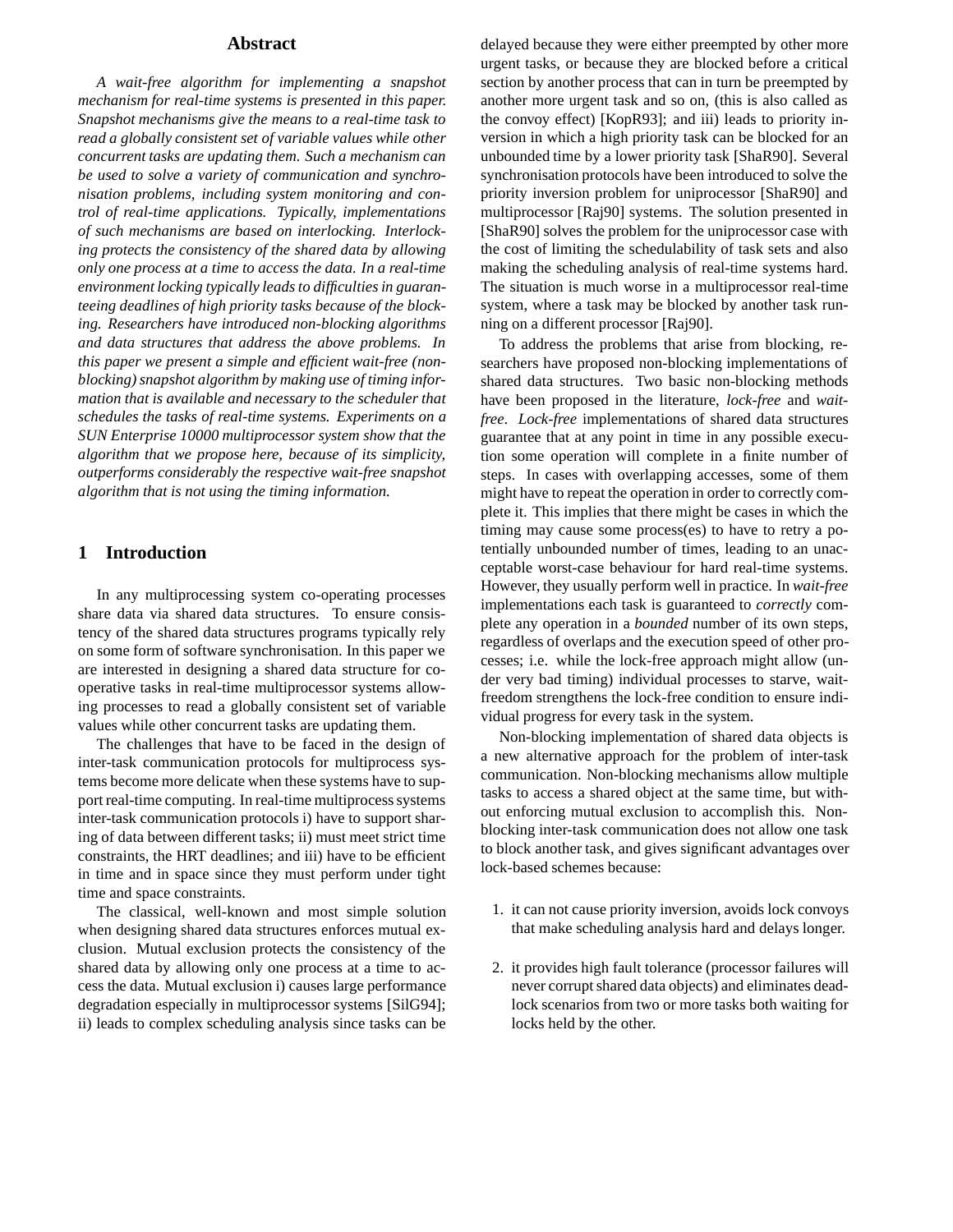## Abstract

*A wait-free algorithm for implementing a snapshot mechanism for real-time systems is presented in this paper. Snapshot mechanisms give the means to a real-time task to read a globally consistent set of variable values while other concurrent tasks are updating them. Such a mechanism can be used to solve a variety of communication and synchronisation problems, including system monitoring and control of real-time applications. Typically, implementations of such mechanisms are based on interlocking. Interlocking protects the consistency of the shared data by allowing only one process at a time to access the data. In a real-time environment locking typically leads to difficulties in guaranteeing deadlines of high priority tasks because of the blocking. Researchers have introduced non-blocking algorithms and data structures that address the above problems. In this paper we present a simple and efficient wait-free (non-blocking) snapshot algorithm by making use of timing information that is available and necessary to the scheduler that schedules the tasks of real-time systems. Experiments on a SUN Enterprise 10000 multiprocessor system show that the algorithm that we propose here, because of its simplicity, outperforms considerably the respective wait-free snapshot algorithm that is not using the timing information.*

## 1 Introduction

In any multiprocessing system co-operating processes share data via shared data structures. To ensure consistency of the shared data structures programs typically rely on some form of software synchronisation. In this paper we are interested in designing a shared data structure for co-operative tasks in real-time multiprocessor systems allowing processes to read a globally consistent set of variable values while other concurrent tasks are updating them.

The challenges that have to be faced in the design of inter-task communication protocols for multiprocess systems become more delicate when these systems have to support real-time computing. In real-time multiprocess systems inter-task communication protocols i) have to support sharing of data between different tasks; ii) must meet strict time constraints, the HRT deadlines; and iii) have to be efficient in time and in space since they must perform under tight time and space constraints.

The classical, well-known and most simple solution when designing shared data structures enforces mutual exclusion. Mutual exclusion protects the consistency of the shared data by allowing only one process at a time to access the data. Mutual exclusion i) causes large performance degradation especially in multiprocessor systems [SilG94]; ii) leads to complex scheduling analysis since tasks can be delayed because they were either preempted by other more urgent tasks, or because they are blocked before a critical section by another process that can in turn be preempted by another more urgent task and so on, (this is also called as the convoy effect) [KopR93]; and iii) leads to priority inversion in which a high priority task can be blocked for an unbounded time by a lower priority task [ShaR90]. Several synchronisation protocols have been introduced to solve the priority inversion problem for uniprocessor [ShaR90] and multiprocessor [Raj90] systems. The solution presented in [ShaR90] solves the problem for the uniprocessor case with the cost of limiting the schedulability of task sets and also making the scheduling analysis of real-time systems hard. The situation is much worse in a multiprocessor real-time system, where a task may be blocked by another task running on a different processor [Raj90].

To address the problems that arise from blocking, researchers have proposed non-blocking implementations of shared data structures. Two basic non-blocking methods have been proposed in the literature, *lock-free* and *wait-free*. *Lock-free* implementations of shared data structures guarantee that at any point in time in any possible execution some operation will complete in a finite number of steps. In cases with overlapping accesses, some of them might have to repeat the operation in order to correctly complete it. This implies that there might be cases in which the timing may cause some process(es) to have to retry a potentially unbounded number of times, leading to an unacceptable worst-case behaviour for hard real-time systems. However, they usually perform well in practice. In *wait-free* implementations each task is guaranteed to *correctly* complete any operation in a *bounded* number of its own steps, regardless of overlaps and the execution speed of other processes; i.e. while the lock-free approach might allow (under very bad timing) individual processes to starve, wait-freedom strengthens the lock-free condition to ensure individual progress for every task in the system.

Non-blocking implementation of shared data objects is a new alternative approach for the problem of inter-task communication. Non-blocking mechanisms allow multiple tasks to access a shared object at the same time, but without enforcing mutual exclusion to accomplish this. Non-blocking inter-task communication does not allow one task to block another task, and gives significant advantages over lock-based schemes because:

1. it can not cause priority inversion, avoids lock convoys that make scheduling analysis hard and delays longer.

2. it provides high fault tolerance (processor failures will never corrupt shared data objects) and eliminates deadlock scenarios from two or more tasks both waiting for locks held by the other.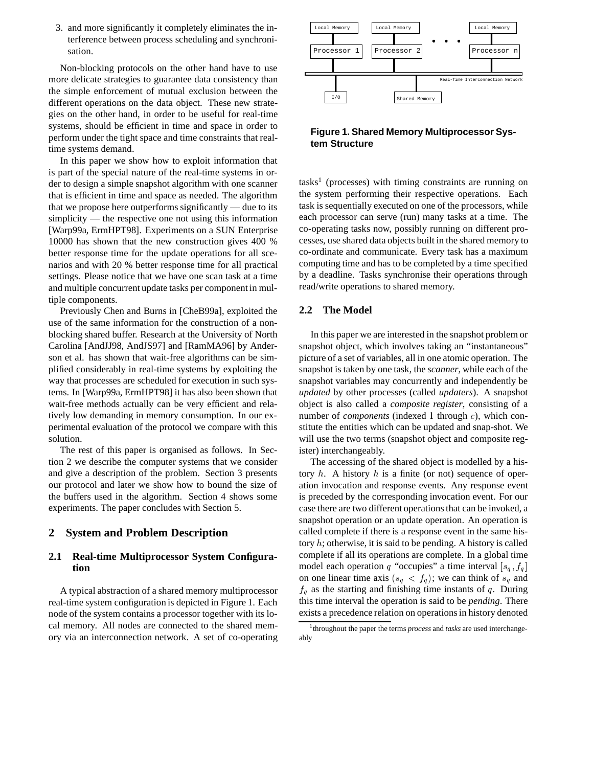3. and more significantly it completely eliminates the interference between process scheduling and synchronisation.

Non-blocking protocols on the other hand have to use more delicate strategies to guarantee data consistency than the simple enforcement of mutual exclusion between the different operations on the data object. These new strategies on the other hand, in order to be useful for real-time systems, should be efficient in time and space in order to perform under the tight space and time constraints that real-time systems demand.

In this paper we show how to exploit information that is part of the special nature of the real-time systems in order to design a simple snapshot algorithm with one scanner that is efficient in time and space as needed. The algorithm that we propose here outperforms significantly — due to its simplicity — the respective one not using this information [Warp99a, ErmHPT98]. Experiments on a SUN Enterprise 10000 has shown that the new construction gives 400 % better response time for the update operations for all scenarios and with 20 % better response time for all practical settings. Please notice that we have one scan task at a time and multiple concurrent update tasks per component in multiple components.

Previously Chen and Burns in [CheB99a], exploited the use of the same information for the construction of a non-blocking shared buffer. Research at the University of North Carolina [AndJJ98, AndJS97] and [RamMA96] by Anderson et al. has shown that wait-free algorithms can be simplified considerably in real-time systems by exploiting the way that processes are scheduled for execution in such systems. In [Warp99a, ErmHPT98] it has also been shown that wait-free methods actually can be very efficient and relatively low demanding in memory consumption. In our experimental evaluation of the protocol we compare with this solution.

The rest of this paper is organised as follows. In Section 2 we describe the computer systems that we consider and give a description of the problem. Section 3 presents our protocol and later we show how to bound the size of the buffers used in the algorithm. Section 4 shows some experiments. The paper concludes with Section 5.

## 2 System and Problem Description

### 2.1 Real-time Multiprocessor System Configuration

A typical abstraction of a shared memory multiprocessor real-time system configuration is depicted in Figure 1. Each node of the system contains a processor together with its local memory. All nodes are connected to the shared memory via an interconnection network. A set of co-operating

**Figure 1. Shared Memory Multiprocessor System Structure**

tasks[1] (processes) with timing constraints are running on the system performing their respective operations. Each task is sequentially executed on one of the processors, while each processor can serve (run) many tasks at a time. The co-operating tasks now, possibly running on different processes, use shared data objects built in the shared memory to co-ordinate and communicate. Every task has a maximum computing time and has to be completed by a time specified by a deadline. Tasks synchronise their operations through read/write operations to shared memory.

### 2.2 The Model

In this paper we are interested in the snapshot problem or snapshot object, which involves taking an "instantaneous" picture of a set of variables, all in one atomic operation. The snapshot is taken by one task, the *scanner*, while each of the snapshot variables may concurrently and independently be *updated* by other processes (called *updaters*). A snapshot object is also called a *composite register*, consisting of a number of *components* (indexed 1 through $c$), which constitute the entities which can be updated and snap-shot. We will use the two terms (snapshot object and composite register) interchangeably.

The accessing of the shared object is modelled by a history $h$. A history $h$ is a finite (or not) sequence of operation invocation and response events. Any response event is preceded by the corresponding invocation event. For our case there are two different operations that can be invoked, a snapshot operation or an update operation. An operation is called complete if there is a response event in the same history $h$; otherwise, it is said to be pending. A history is called complete if all its operations are complete. In a global time model each operation $q$ "occupies" a time interval $[s_q, f_q]$ on one linear time axis ($s_q < f_q$); we can think of $s_q$ and $f_q$ as the starting and finishing time instants of $q$. During this time interval the operation is said to be *pending*. There exists a precedence relation on operations in history denoted

[1] throughout the paper the terms *process* and *tasks* are used interchangeably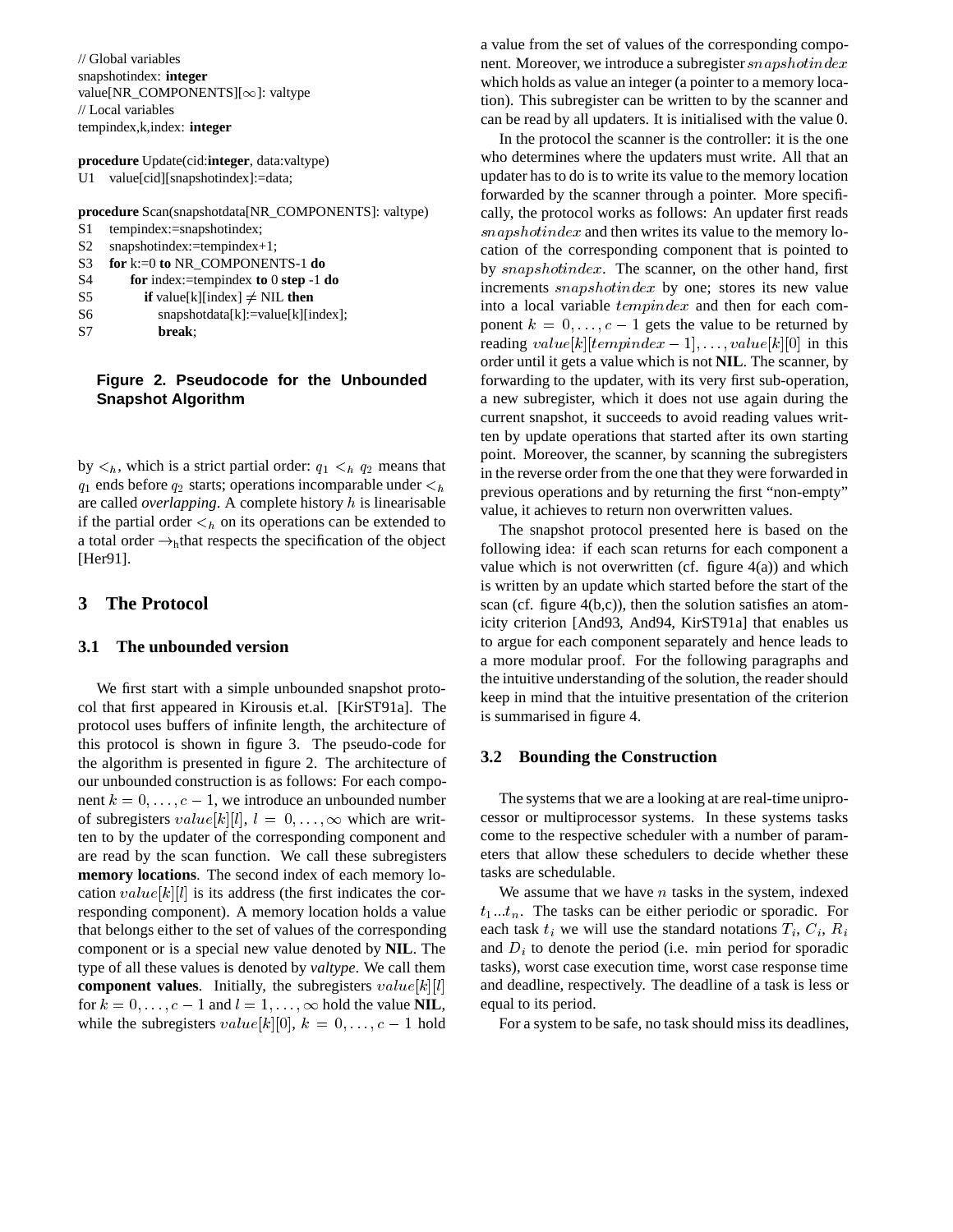```
// Global variables
snapshotindex: integer
value[NR_COMPONENTS][∞]: valtype
// Local variables
tempindex,k,index: integer

procedure Update(cid:integer, data:valtype)
U1   value[cid][snapshotindex]:=data;

procedure Scan(snapshotdata[NR_COMPONENTS]: valtype)
S1   tempindex:=snapshotindex;
S2   snapshotindex:=tempindex+1;
S3   for k:=0 to NR_COMPONENTS-1 do
S4       for index:=tempindex to 0 step -1 do
S5           if value[k][index] ≠ NIL then
S6               snapshotdata[k]:=value[k][index];
S7               break;
```

**Figure 2. Pseudocode for the Unbounded Snapshot Algorithm**

by $<_h$, which is a strict partial order: $q_1 <_h q_2$ means that $q_1$ ends before $q_2$ starts; operations incomparable under $<_h$ are called *overlapping*. A complete history $h$ is linearisable if the partial order $<_h$ on its operations can be extended to a total order $\rightarrow_h$ that respects the specification of the object [Her91].

## 3 The Protocol

### 3.1 The unbounded version

We first start with a simple unbounded snapshot protocol that first appeared in Kirousis et.al. [KirST91a]. The protocol uses buffers of infinite length, the architecture of this protocol is shown in figure 3. The pseudo-code for the algorithm is presented in figure 2. The architecture of our unbounded construction is as follows: For each component $k = 0, \ldots, c-1$, we introduce an unbounded number of subregisters $value[k][l]$, $l = 0, \ldots, \infty$ which are written to by the updater of the corresponding component and are read by the scan function. We call these subregisters **memory locations**. The second index of each memory location $value[k][l]$ is its address (the first indicates the corresponding component). A memory location holds a value that belongs either to the set of values of the corresponding component or is a special new value denoted by **NIL**. The type of all these values is denoted by *valtype*. We call them **component values**. Initially, the subregisters $value[k][l]$ for $k = 0, \ldots, c-1$ and $l = 1, \ldots, \infty$ hold the value **NIL**, while the subregisters $value[k][0]$, $k = 0, \ldots, c-1$ hold a value from the set of values of the corresponding component. Moreover, we introduce a subregister $snapshotindex$ which holds as value an integer (a pointer to a memory location). This subregister can be written to by the scanner and can be read by all updaters. It is initialised with the value 0.

In the protocol the scanner is the controller: it is the one who determines where the updaters must write. All that an updater has to do is to write its value to the memory location forwarded by the scanner through a pointer. More specifically, the protocol works as follows: An updater first reads $snapshotindex$ and then writes its value to the memory location of the corresponding component that is pointed to by $snapshotindex$. The scanner, on the other hand, first increments $snapshotindex$ by one; stores its new value into a local variable $tempindex$ and then for each component $k = 0, \ldots, c-1$ gets the value to be returned by reading $value[k][tempindex-1], \ldots, value[k][0]$ in this order until it gets a value which is not **NIL**. The scanner, by forwarding to the updater, with its very first sub-operation, a new subregister, which it does not use again during the current snapshot, it succeeds to avoid reading values written by update operations that started after its own starting point. Moreover, the scanner, by scanning the subregisters in the reverse order from the one that they were forwarded in previous operations and by returning the first "non-empty" value, it achieves to return non overwritten values.

The snapshot protocol presented here is based on the following idea: if each scan returns for each component a value which is not overwritten (cf. figure 4(a)) and which is written by an update which started before the start of the scan (cf. figure 4(b,c)), then the solution satisfies an atomicity criterion [And93, And94, KirST91a] that enables us to argue for each component separately and hence leads to a more modular proof. For the following paragraphs and the intuitive understanding of the solution, the reader should keep in mind that the intuitive presentation of the criterion is summarised in figure 4.

### 3.2 Bounding the Construction

The systems that we are a looking at are real-time uniprocessor or multiprocessor systems. In these systems tasks come to the respective scheduler with a number of parameters that allow these schedulers to decide whether these tasks are schedulable.

We assume that we have $n$ tasks in the system, indexed $t_1 \ldots t_n$. The tasks can be either periodic or sporadic. For each task $t_i$ we will use the standard notations $T_i$, $C_i$, $R_i$ and $D_i$ to denote the period (i.e. $\min$ period for sporadic tasks), worst case execution time, worst case response time and deadline, respectively. The deadline of a task is less or equal to its period.

For a system to be safe, no task should miss its deadlines,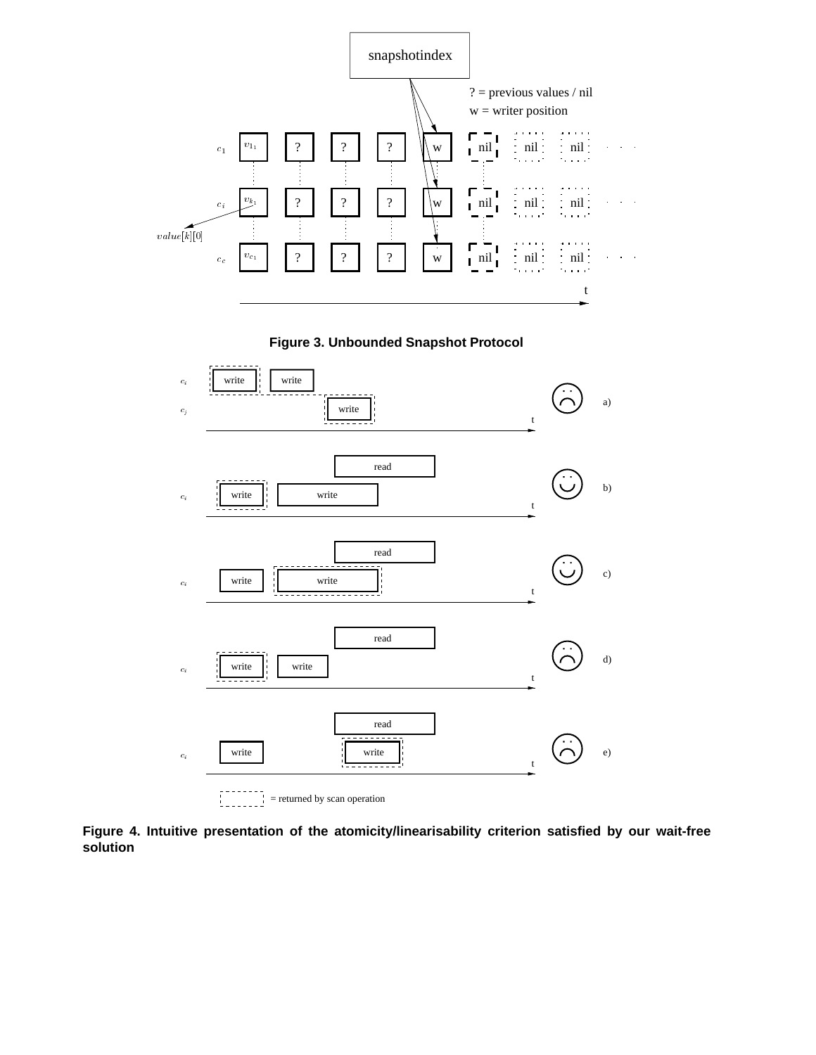**Figure 3. Unbounded Snapshot Protocol**

**Figure 4. Intuitive presentation of the atomicity/linearisability criterion satisfied by our wait-free solution**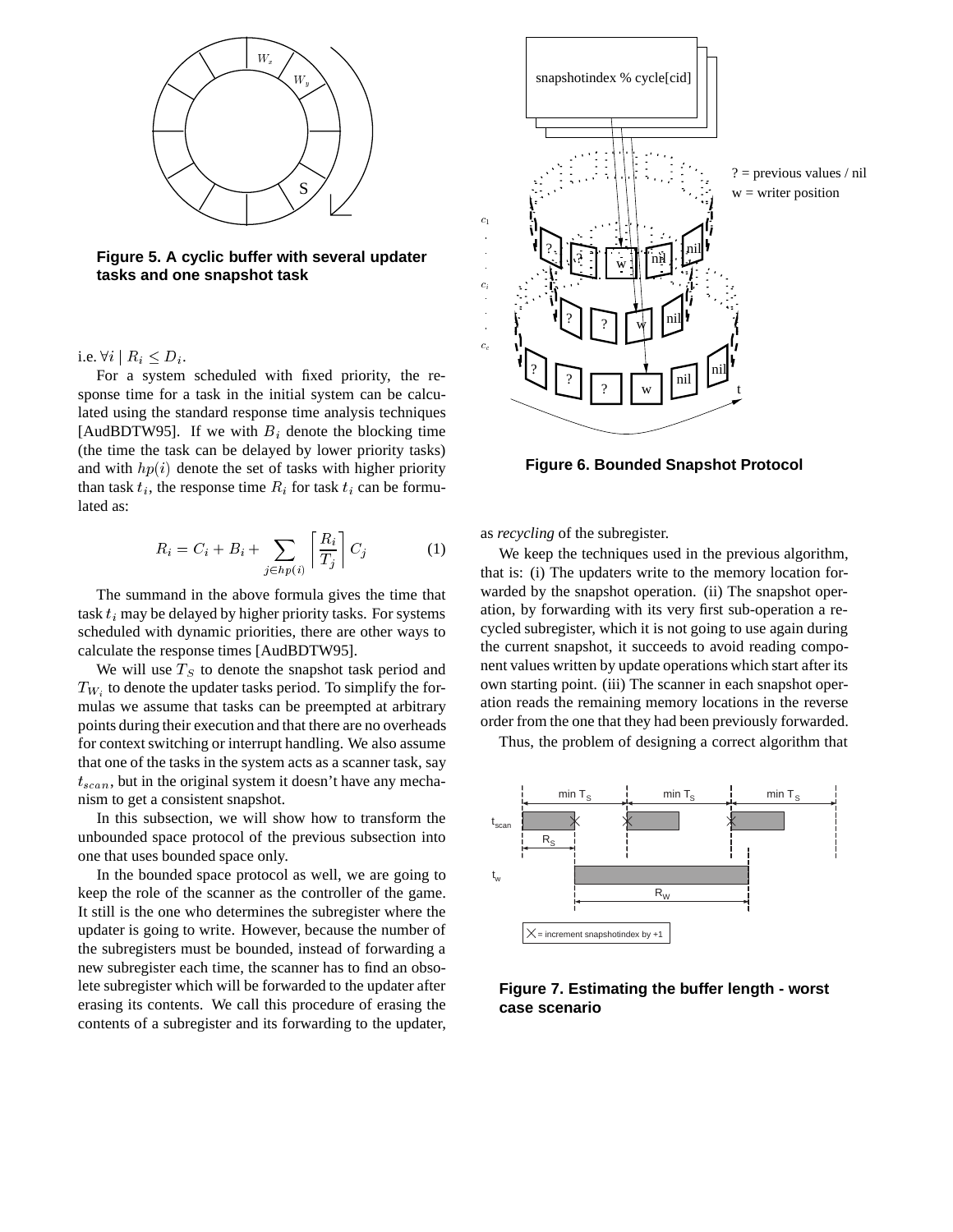Figure 5. A cyclic buffer with several updater tasks and one snapshot task

i.e. $\forall i \mid R_i \leq D_i$.

For a system scheduled with fixed priority, the response time for a task in the initial system can be calculated using the standard response time analysis techniques [AudBDTW95]. If we with $B_i$ denote the blocking time (the time the task can be delayed by lower priority tasks) and with $hp(i)$ denote the set of tasks with higher priority than task $t_i$, the response time $R_i$ for task $t_i$ can be formulated as:

$$R_i = C_i + B_i + \sum_{j \in hp(i)} \left\lceil \frac{R_i}{T_j} \right\rceil C_j \qquad (1)$$

The summand in the above formula gives the time that task $t_i$ may be delayed by higher priority tasks. For systems scheduled with dynamic priorities, there are other ways to calculate the response times [AudBDTW95].

We will use $T_S$ to denote the snapshot task period and $T_{W_i}$ to denote the updater tasks period. To simplify the formulas we assume that tasks can be preempted at arbitrary points during their execution and that there are no overheads for context switching or interrupt handling. We also assume that one of the tasks in the system acts as a scanner task, say $t_{scan}$, but in the original system it doesn't have any mechanism to get a consistent snapshot.

In this subsection, we will show how to transform the unbounded space protocol of the previous subsection into one that uses bounded space only.

In the bounded space protocol as well, we are going to keep the role of the scanner as the controller of the game. It still is the one who determines the subregister where the updater is going to write. However, because the number of the subregisters must be bounded, instead of forwarding a new subregister each time, the scanner has to find an obsolete subregister which will be forwarded to the updater after erasing its contents. We call this procedure of erasing the contents of a subregister and its forwarding to the updater, as *recycling* of the subregister.

Figure 6. Bounded Snapshot Protocol

We keep the techniques used in the previous algorithm, that is: (i) The updaters write to the memory location forwarded by the snapshot operation. (ii) The snapshot operation, by forwarding with its very first sub-operation a recycled subregister, which it is not going to use again during the current snapshot, it succeeds to avoid reading component values written by update operations which start after its own starting point. (iii) The scanner in each snapshot operation reads the remaining memory locations in the reverse order from the one that they had been previously forwarded.

Thus, the problem of designing a correct algorithm that

Figure 7. Estimating the buffer length - worst case scenario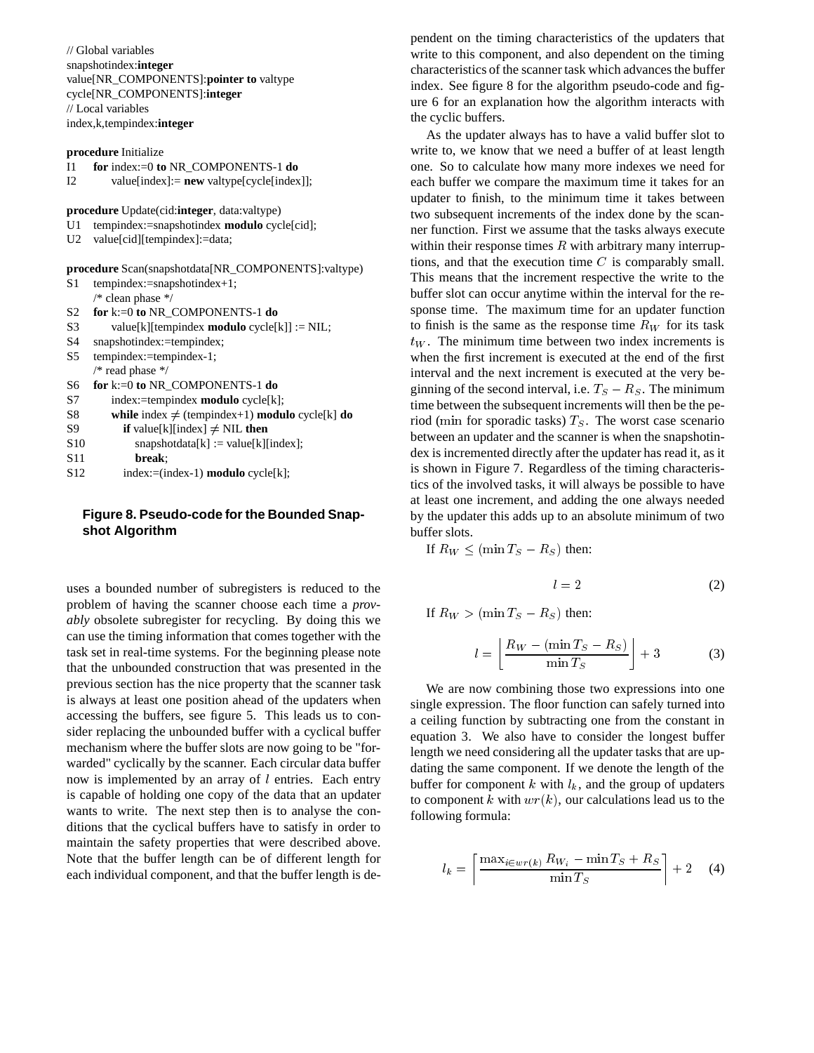```
// Global variables
snapshotindex:integer
value[NR_COMPONENTS]:pointer to valtype
cycle[NR_COMPONENTS]:integer
// Local variables
index,k,tempindex:integer

procedure Initialize
I1    for index:=0 to NR_COMPONENTS-1 do
I2        value[index]:= new valtype[cycle[index]];

procedure Update(cid:integer, data:valtype)
U1    tempindex:=snapshotindex modulo cycle[cid];
U2    value[cid][tempindex]:=data;

procedure Scan(snapshotdata[NR_COMPONENTS]:valtype)
S1    tempindex:=snapshotindex+1;
      /* clean phase */
S2    for k:=0 to NR_COMPONENTS-1 do
S3        value[k][tempindex modulo cycle[k]] := NIL;
S4    snapshotindex:=tempindex;
S5    tempindex:=tempindex-1;
      /* read phase */
S6    for k:=0 to NR_COMPONENTS-1 do
S7        index:=tempindex modulo cycle[k];
S8        while index ≠ (tempindex+1) modulo cycle[k] do
S9            if value[k][index] ≠ NIL then
S10               snapshotdata[k] := value[k][index];
S11               break;
S12           index:=(index-1) modulo cycle[k];
```

**Figure 8. Pseudo-code for the Bounded Snapshot Algorithm**

uses a bounded number of subregisters is reduced to the problem of having the scanner choose each time a *provably* obsolete subregister for recycling. By doing this we can use the timing information that comes together with the task set in real-time systems. For the beginning please note that the unbounded construction that was presented in the previous section has the nice property that the scanner task is always at least one position ahead of the updaters when accessing the buffers, see figure 5. This leads us to consider replacing the unbounded buffer with a cyclical buffer mechanism where the buffer slots are now going to be "forwarded" cyclically by the scanner. Each circular data buffer now is implemented by an array of $l$ entries. Each entry is capable of holding one copy of the data that an updater wants to write. The next step then is to analyse the conditions that the cyclical buffers have to satisfy in order to maintain the safety properties that were described above. Note that the buffer length can be of different length for each individual component, and that the buffer length is dependent on the timing characteristics of the updaters that write to this component, and also dependent on the timing characteristics of the scanner task which advances the buffer index. See figure 8 for the algorithm pseudo-code and figure 6 for an explanation how the algorithm interacts with the cyclic buffers.

As the updater always has to have a valid buffer slot to write to, we know that we need a buffer of at least length one. So to calculate how many more indexes we need for each buffer we compare the maximum time it takes for an updater to finish, to the minimum time it takes between two subsequent increments of the index done by the scanner function. First we assume that the tasks always execute within their response times $R$ with arbitrary many interruptions, and that the execution time $C$ is comparably small. This means that the increment respective the write to the buffer slot can occur anytime within the interval for the response time. The maximum time for an updater function to finish is the same as the response time $R_W$ for its task $t_W$. The minimum time between two index increments is when the first increment is executed at the end of the first interval and the next increment is executed at the very beginning of the second interval, i.e. $T_S - R_S$. The minimum time between the subsequent increments will then be the period ($\min$ for sporadic tasks) $T_S$. The worst case scenario between an updater and the scanner is when the snapshotindex is incremented directly after the updater has read it, as it is shown in Figure 7. Regardless of the timing characteristics of the involved tasks, it will always be possible to have at least one increment, and adding the one always needed by the updater this adds up to an absolute minimum of two buffer slots.

If $R_W \leq (\min T_S - R_S)$ then:

$$l = 2 \tag{2}$$

If $R_W > (\min T_S - R_S)$ then:

$$l = \left\lfloor \frac{R_W - (\min T_S - R_S)}{\min T_S} \right\rfloor + 3 \tag{3}$$

We are now combining those two expressions into one single expression. The floor function can safely turned into a ceiling function by subtracting one from the constant in equation 3. We also have to consider the longest buffer length we need considering all the updater tasks that are updating the same component. If we denote the length of the buffer for component $k$ with $l_k$, and the group of updaters to component $k$ with $wr(k)$, our calculations lead us to the following formula:

$$l_k = \left\lceil \frac{\max_{i \in wr(k)} R_{W_i} - \min T_S + R_S}{\min T_S} \right\rceil + 2 \tag{4}$$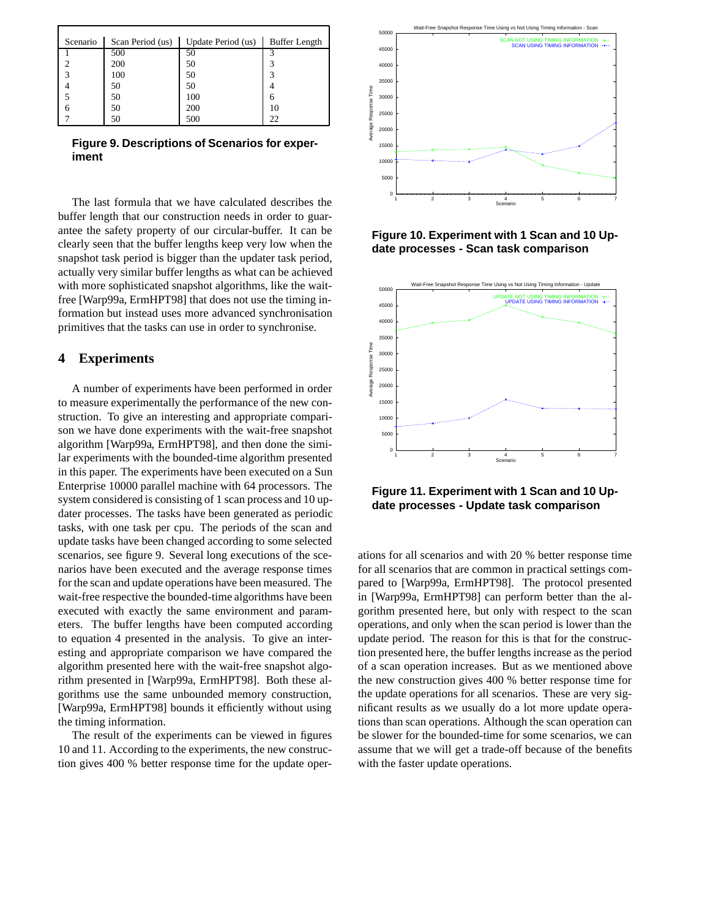| Scenario | Scan Period (us) | Update Period (us) | Buffer Length |
|---|---|---|---|
| 1 | 500 | 50 | 3 |
| 2 | 200 | 50 | 3 |
| 3 | 100 | 50 | 3 |
| 4 | 50 | 50 | 4 |
| 5 | 50 | 100 | 6 |
| 6 | 50 | 200 | 10 |
| 7 | 50 | 500 | 22 |

**Figure 9. Descriptions of Scenarios for experiment**

The last formula that we have calculated describes the buffer length that our construction needs in order to guarantee the safety property of our circular-buffer. It can be clearly seen that the buffer lengths keep very low when the snapshot task period is bigger than the updater task period, actually very similar buffer lengths as what can be achieved with more sophisticated snapshot algorithms, like the wait-free [Warp99a, ErmHPT98] that does not use the timing information but instead uses more advanced synchronisation primitives that the tasks can use in order to synchronise.

## 4 Experiments

A number of experiments have been performed in order to measure experimentally the performance of the new construction. To give an interesting and appropriate comparison we have done experiments with the wait-free snapshot algorithm [Warp99a, ErmHPT98], and then done the similar experiments with the bounded-time algorithm presented in this paper. The experiments have been executed on a Sun Enterprise 10000 parallel machine with 64 processors. The system considered is consisting of 1 scan process and 10 updater processes. The tasks have been generated as periodic tasks, with one task per cpu. The periods of the scan and update tasks have been changed according to some selected scenarios, see figure 9. Several long executions of the scenarios have been executed and the average response times for the scan and update operations have been measured. The wait-free respective the bounded-time algorithms have been executed with exactly the same environment and parameters. The buffer lengths have been computed according to equation 4 presented in the analysis. To give an interesting and appropriate comparison we have compared the algorithm presented here with the wait-free snapshot algorithm presented in [Warp99a, ErmHPT98]. Both these algorithms use the same unbounded memory construction, [Warp99a, ErmHPT98] bounds it efficiently without using the timing information.

The result of the experiments can be viewed in figures 10 and 11. According to the experiments, the new construction gives 400 % better response time for the update operations for all scenarios and with 20 % better response time for all scenarios that are common in practical settings compared to [Warp99a, ErmHPT98]. The protocol presented in [Warp99a, ErmHPT98] can perform better than the algorithm presented here, but only with respect to the scan operations, and only when the scan period is lower than the update period. The reason for this is that for the construction presented here, the buffer lengths increase as the period of a scan operation increases. But as we mentioned above the new construction gives 400 % better response time for the update operations for all scenarios. These are very significant results as we usually do a lot more update operations than scan operations. Although the scan operation can be slower for the bounded-time for some scenarios, we can assume that we will get a trade-off because of the benefits with the faster update operations.

**Figure 10. Experiment with 1 Scan and 10 Update processes - Scan task comparison**

**Figure 11. Experiment with 1 Scan and 10 Update processes - Update task comparison**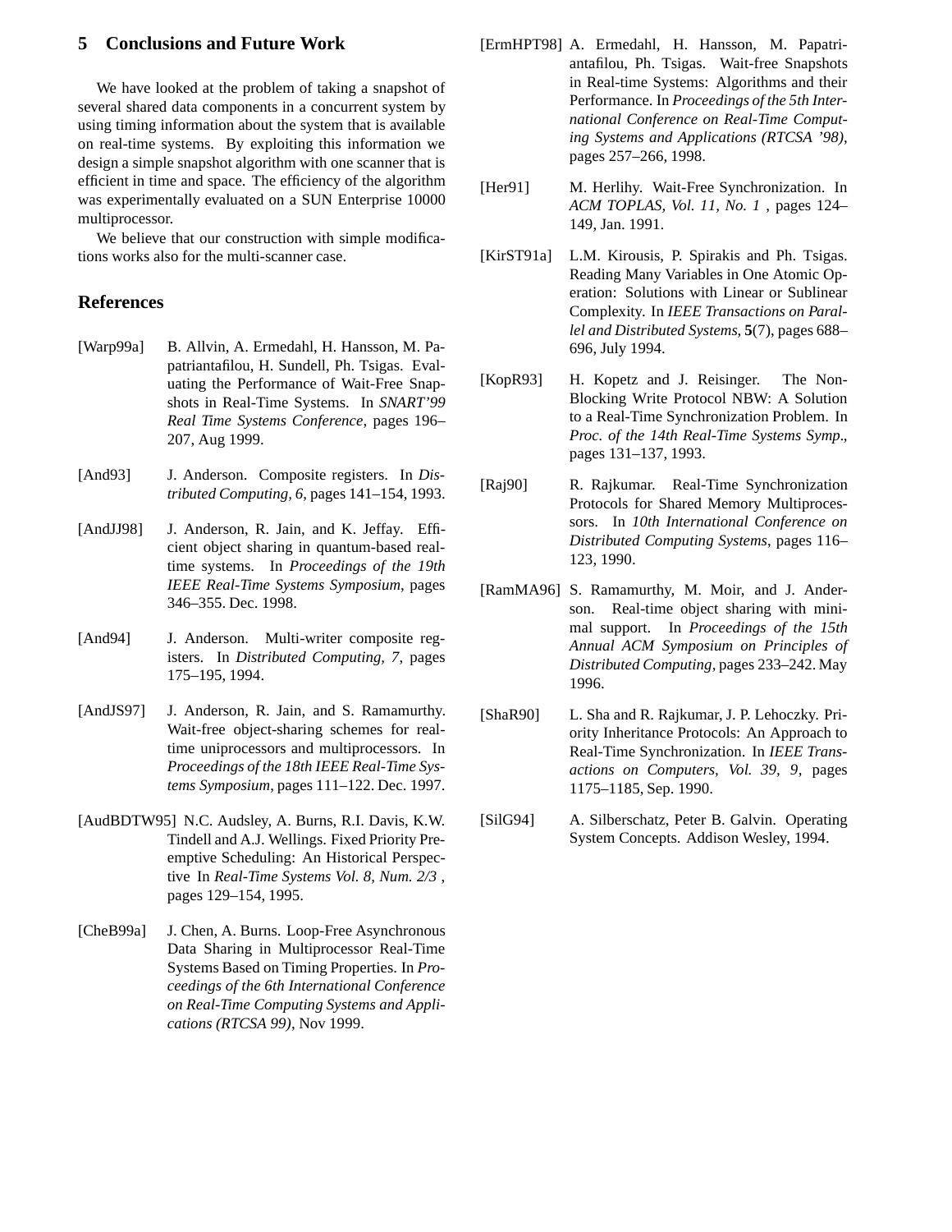## 5 Conclusions and Future Work

We have looked at the problem of taking a snapshot of several shared data components in a concurrent system by using timing information about the system that is available on real-time systems. By exploiting this information we design a simple snapshot algorithm with one scanner that is efficient in time and space. The efficiency of the algorithm was experimentally evaluated on a SUN Enterprise 10000 multiprocessor.

We believe that our construction with simple modifications works also for the multi-scanner case.

## References

[Warp99a] B. Allvin, A. Ermedahl, H. Hansson, M. Papatriantafilou, H. Sundell, Ph. Tsigas. Evaluating the Performance of Wait-Free Snapshots in Real-Time Systems. In *SNART'99 Real Time Systems Conference*, pages 196–207, Aug 1999.

[And93] J. Anderson. Composite registers. In *Distributed Computing, 6*, pages 141–154, 1993.

[AndJJ98] J. Anderson, R. Jain, and K. Jeffay. Efficient object sharing in quantum-based real-time systems. In *Proceedings of the 19th IEEE Real-Time Systems Symposium*, pages 346–355. Dec. 1998.

[And94] J. Anderson. Multi-writer composite registers. In *Distributed Computing, 7*, pages 175–195, 1994.

[AndJS97] J. Anderson, R. Jain, and S. Ramamurthy. Wait-free object-sharing schemes for real-time uniprocessors and multiprocessors. In *Proceedings of the 18th IEEE Real-Time Systems Symposium*, pages 111–122. Dec. 1997.

[AudBDTW95] N.C. Audsley, A. Burns, R.I. Davis, K.W. Tindell and A.J. Wellings. Fixed Priority Preemptive Scheduling: An Historical Perspective In *Real-Time Systems Vol. 8, Num. 2/3* , pages 129–154, 1995.

[CheB99a] J. Chen, A. Burns. Loop-Free Asynchronous Data Sharing in Multiprocessor Real-Time Systems Based on Timing Properties. In *Proceedings of the 6th International Conference on Real-Time Computing Systems and Applications (RTCSA 99)*, Nov 1999.

[ErmHPT98] A. Ermedahl, H. Hansson, M. Papatriantafilou, Ph. Tsigas. Wait-free Snapshots in Real-time Systems: Algorithms and their Performance. In *Proceedings of the 5th International Conference on Real-Time Computing Systems and Applications (RTCSA '98)*, pages 257–266, 1998.

[Her91] M. Herlihy. Wait-Free Synchronization. In *ACM TOPLAS, Vol. 11, No. 1* , pages 124–149, Jan. 1991.

[KirST91a] L.M. Kirousis, P. Spirakis and Ph. Tsigas. Reading Many Variables in One Atomic Operation: Solutions with Linear or Sublinear Complexity. In *IEEE Transactions on Parallel and Distributed Systems*, **5**(7), pages 688–696, July 1994.

[KopR93] H. Kopetz and J. Reisinger. The Non-Blocking Write Protocol NBW: A Solution to a Real-Time Synchronization Problem. In *Proc. of the 14th Real-Time Systems Symp.*, pages 131–137, 1993.

[Raj90] R. Rajkumar. Real-Time Synchronization Protocols for Shared Memory Multiprocessors. In *10th International Conference on Distributed Computing Systems*, pages 116–123, 1990.

[RamMA96] S. Ramamurthy, M. Moir, and J. Anderson. Real-time object sharing with minimal support. In *Proceedings of the 15th Annual ACM Symposium on Principles of Distributed Computing*, pages 233–242. May 1996.

[ShaR90] L. Sha and R. Rajkumar, J. P. Lehoczky. Priority Inheritance Protocols: An Approach to Real-Time Synchronization. In *IEEE Transactions on Computers, Vol. 39, 9*, pages 1175–1185, Sep. 1990.

[SilG94] A. Silberschatz, Peter B. Galvin. Operating System Concepts. Addison Wesley, 1994.